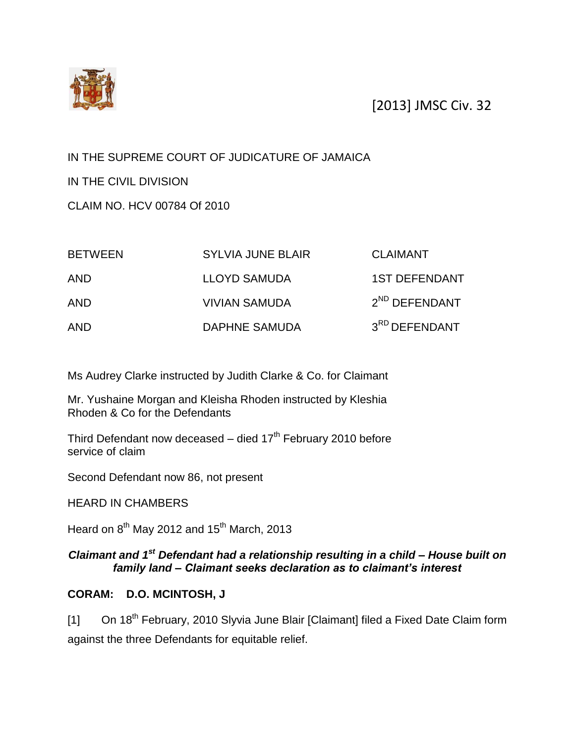[2013] JMSC Civ. 32

IN THE SUPREME COURT OF JUDICATURE OF JAMAICA

IN THE CIVIL DIVISION

CLAIM NO. HCV 00784 Of 2010

| | | |
|---|---|---|
| BETWEEN | SYLVIA JUNE BLAIR | CLAIMANT |
| AND | LLOYD SAMUDA | 1ST DEFENDANT |
| AND | VIVIAN SAMUDA | 2ND DEFENDANT |
| AND | DAPHNE SAMUDA | 3RD DEFENDANT |

Ms Audrey Clarke instructed by Judith Clarke & Co. for Claimant

Mr. Yushaine Morgan and Kleisha Rhoden instructed by Kleshia Rhoden & Co for the Defendants

Third Defendant now deceased – died 17th February 2010 before service of claim

Second Defendant now 86, not present

HEARD IN CHAMBERS

Heard on 8th May 2012 and 15th March, 2013

***Claimant and 1st Defendant had a relationship resulting in a child – House built on family land – Claimant seeks declaration as to claimant's interest***

**CORAM: D.O. MCINTOSH, J**

[1] On 18th February, 2010 Slyvia June Blair [Claimant] filed a Fixed Date Claim form against the three Defendants for equitable relief.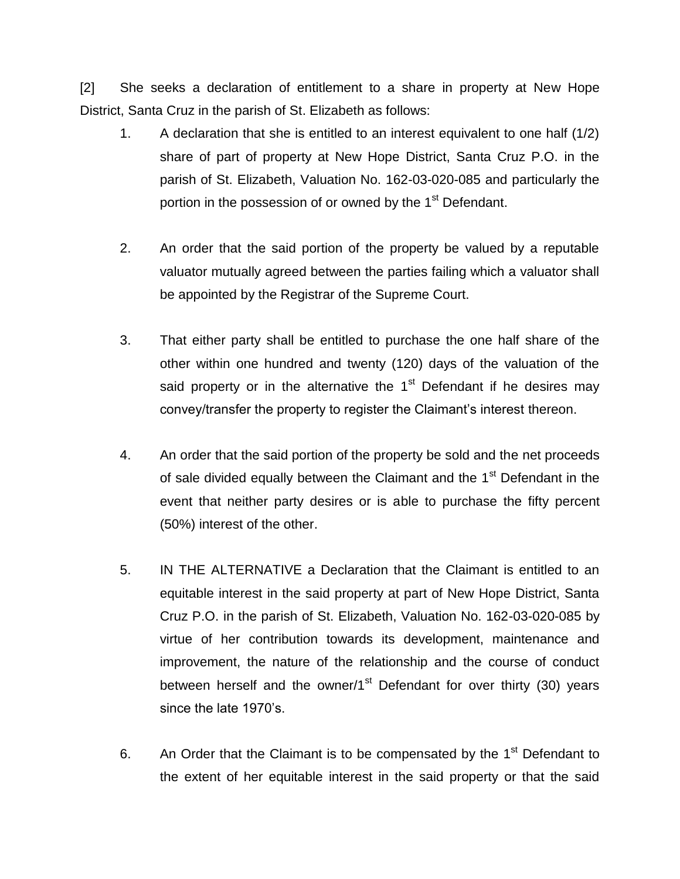[2] She seeks a declaration of entitlement to a share in property at New Hope District, Santa Cruz in the parish of St. Elizabeth as follows:

1. A declaration that she is entitled to an interest equivalent to one half (1/2) share of part of property at New Hope District, Santa Cruz P.O. in the parish of St. Elizabeth, Valuation No. 162-03-020-085 and particularly the portion in the possession of or owned by the 1st Defendant.

2. An order that the said portion of the property be valued by a reputable valuator mutually agreed between the parties failing which a valuator shall be appointed by the Registrar of the Supreme Court.

3. That either party shall be entitled to purchase the one half share of the other within one hundred and twenty (120) days of the valuation of the said property or in the alternative the 1st Defendant if he desires may convey/transfer the property to register the Claimant's interest thereon.

4. An order that the said portion of the property be sold and the net proceeds of sale divided equally between the Claimant and the 1st Defendant in the event that neither party desires or is able to purchase the fifty percent (50%) interest of the other.

5. IN THE ALTERNATIVE a Declaration that the Claimant is entitled to an equitable interest in the said property at part of New Hope District, Santa Cruz P.O. in the parish of St. Elizabeth, Valuation No. 162-03-020-085 by virtue of her contribution towards its development, maintenance and improvement, the nature of the relationship and the course of conduct between herself and the owner/1st Defendant for over thirty (30) years since the late 1970's.

6. An Order that the Claimant is to be compensated by the 1st Defendant to the extent of her equitable interest in the said property or that the said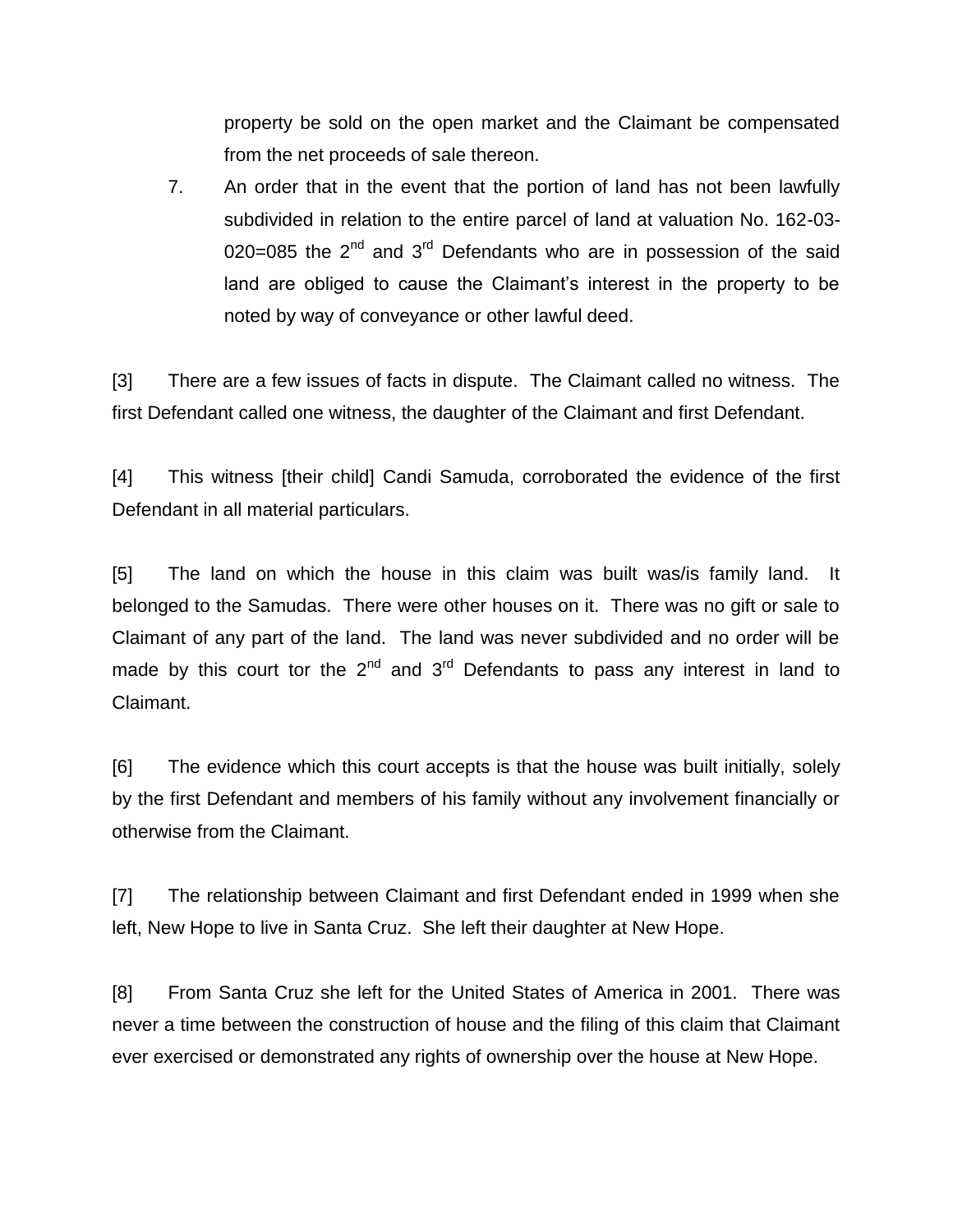property be sold on the open market and the Claimant be compensated from the net proceeds of sale thereon.

7. An order that in the event that the portion of land has not been lawfully subdivided in relation to the entire parcel of land at valuation No. 162-03-020=085 the 2nd and 3rd Defendants who are in possession of the said land are obliged to cause the Claimant's interest in the property to be noted by way of conveyance or other lawful deed.

[3] There are a few issues of facts in dispute. The Claimant called no witness. The first Defendant called one witness, the daughter of the Claimant and first Defendant.

[4] This witness [their child] Candi Samuda, corroborated the evidence of the first Defendant in all material particulars.

[5] The land on which the house in this claim was built was/is family land. It belonged to the Samudas. There were other houses on it. There was no gift or sale to Claimant of any part of the land. The land was never subdivided and no order will be made by this court tor the 2nd and 3rd Defendants to pass any interest in land to Claimant.

[6] The evidence which this court accepts is that the house was built initially, solely by the first Defendant and members of his family without any involvement financially or otherwise from the Claimant.

[7] The relationship between Claimant and first Defendant ended in 1999 when she left, New Hope to live in Santa Cruz. She left their daughter at New Hope.

[8] From Santa Cruz she left for the United States of America in 2001. There was never a time between the construction of house and the filing of this claim that Claimant ever exercised or demonstrated any rights of ownership over the house at New Hope.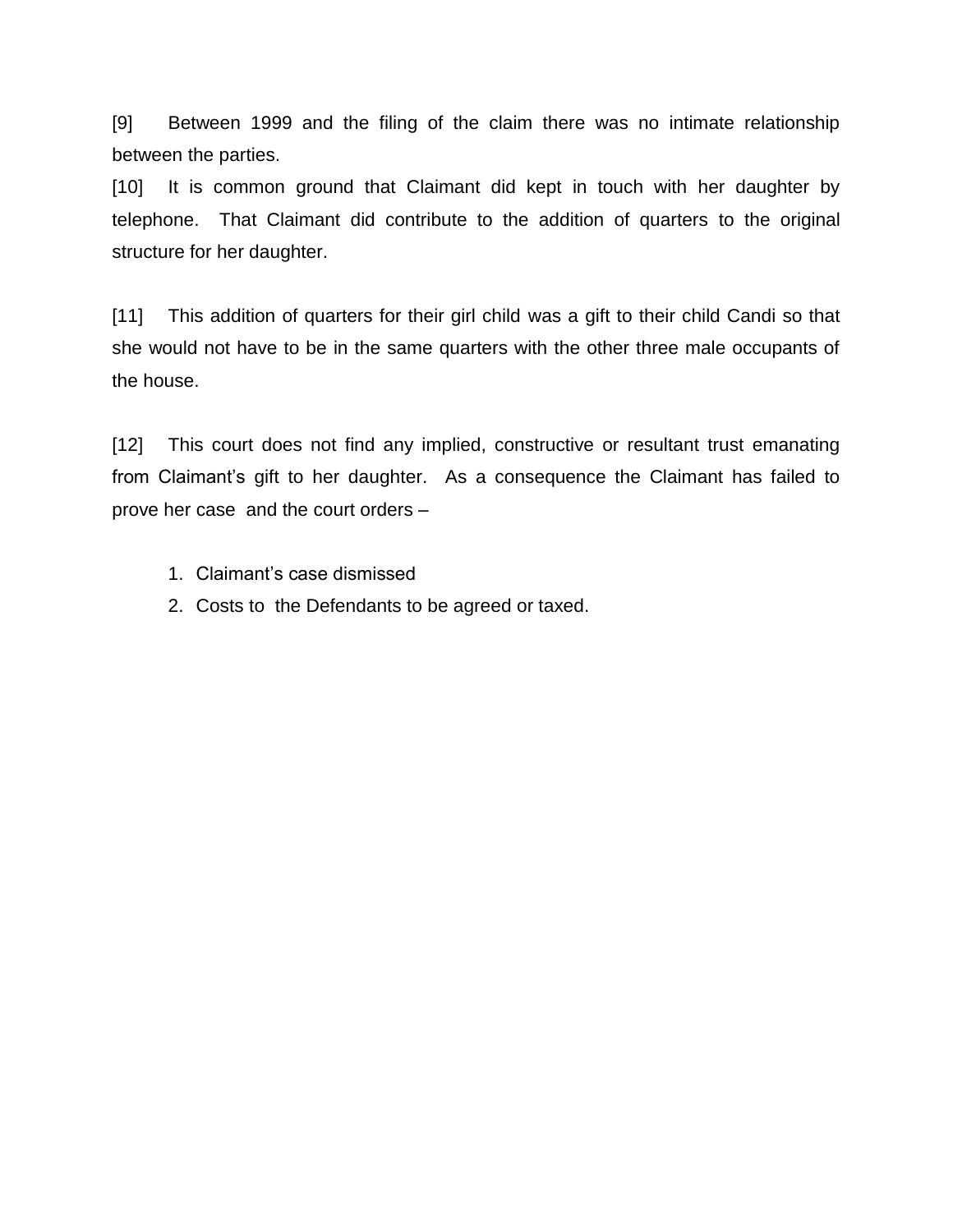[9] Between 1999 and the filing of the claim there was no intimate relationship between the parties.

[10] It is common ground that Claimant did kept in touch with her daughter by telephone. That Claimant did contribute to the addition of quarters to the original structure for her daughter.

[11] This addition of quarters for their girl child was a gift to their child Candi so that she would not have to be in the same quarters with the other three male occupants of the house.

[12] This court does not find any implied, constructive or resultant trust emanating from Claimant's gift to her daughter. As a consequence the Claimant has failed to prove her case and the court orders –

1. Claimant's case dismissed
2. Costs to the Defendants to be agreed or taxed.